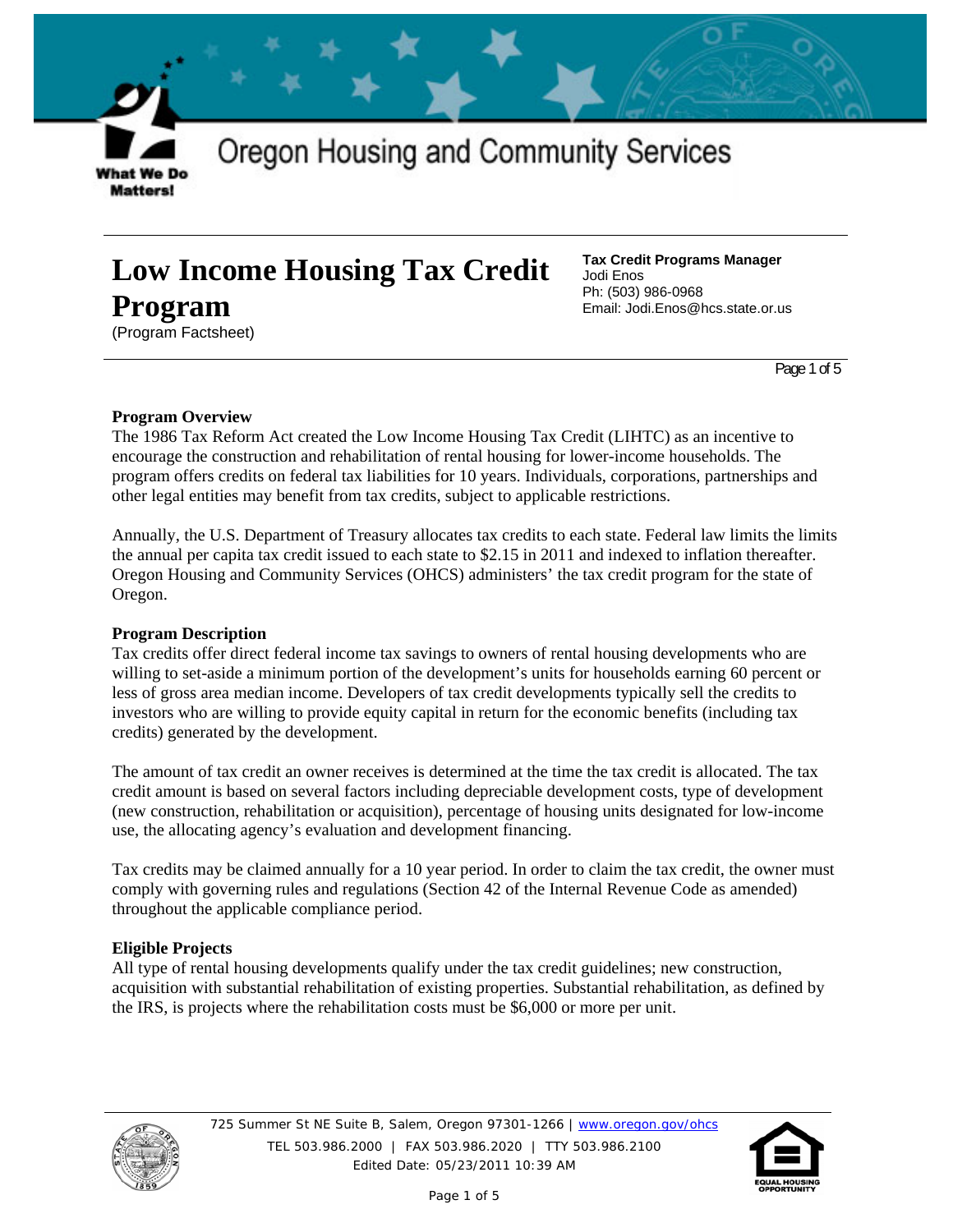Oregon Housing and Community Services

# Low Income Housing Tax Credit Program

(Program Factsheet)

**Tax Credit Programs Manager**
Jodi Enos
Ph: (503) 986-0968
Email: Jodi.Enos@hcs.state.or.us

### Program Overview

The 1986 Tax Reform Act created the Low Income Housing Tax Credit (LIHTC) as an incentive to encourage the construction and rehabilitation of rental housing for lower-income households. The program offers credits on federal tax liabilities for 10 years. Individuals, corporations, partnerships and other legal entities may benefit from tax credits, subject to applicable restrictions.

Annually, the U.S. Department of Treasury allocates tax credits to each state. Federal law limits the limits the annual per capita tax credit issued to each state to $2.15 in 2011 and indexed to inflation thereafter. Oregon Housing and Community Services (OHCS) administers' the tax credit program for the state of Oregon.

### Program Description

Tax credits offer direct federal income tax savings to owners of rental housing developments who are willing to set-aside a minimum portion of the development's units for households earning 60 percent or less of gross area median income. Developers of tax credit developments typically sell the credits to investors who are willing to provide equity capital in return for the economic benefits (including tax credits) generated by the development.

The amount of tax credit an owner receives is determined at the time the tax credit is allocated. The tax credit amount is based on several factors including depreciable development costs, type of development (new construction, rehabilitation or acquisition), percentage of housing units designated for low-income use, the allocating agency's evaluation and development financing.

Tax credits may be claimed annually for a 10 year period. In order to claim the tax credit, the owner must comply with governing rules and regulations (Section 42 of the Internal Revenue Code as amended) throughout the applicable compliance period.

### Eligible Projects

All type of rental housing developments qualify under the tax credit guidelines; new construction, acquisition with substantial rehabilitation of existing properties. Substantial rehabilitation, as defined by the IRS, is projects where the rehabilitation costs must be $6,000 or more per unit.

725 Summer St NE Suite B, Salem, Oregon 97301-1266 | www.oregon.gov/ohcs
TEL 503.986.2000 | FAX 503.986.2020 | TTY 503.986.2100
Edited Date: 05/23/2011 10:39 AM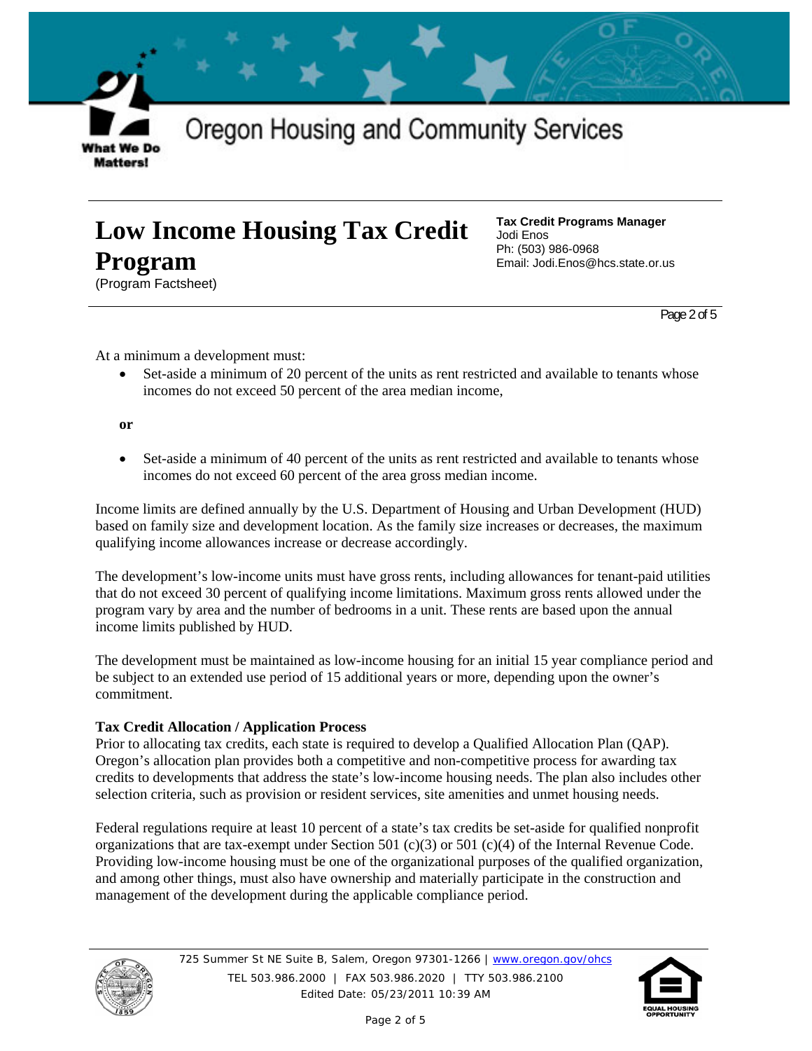At a minimum a development must:

- Set-aside a minimum of 20 percent of the units as rent restricted and available to tenants whose incomes do not exceed 50 percent of the area median income,

**or**

- Set-aside a minimum of 40 percent of the units as rent restricted and available to tenants whose incomes do not exceed 60 percent of the area gross median income.

Income limits are defined annually by the U.S. Department of Housing and Urban Development (HUD) based on family size and development location. As the family size increases or decreases, the maximum qualifying income allowances increase or decrease accordingly.

The development's low-income units must have gross rents, including allowances for tenant-paid utilities that do not exceed 30 percent of qualifying income limitations. Maximum gross rents allowed under the program vary by area and the number of bedrooms in a unit. These rents are based upon the annual income limits published by HUD.

The development must be maintained as low-income housing for an initial 15 year compliance period and be subject to an extended use period of 15 additional years or more, depending upon the owner's commitment.

**Tax Credit Allocation / Application Process**

Prior to allocating tax credits, each state is required to develop a Qualified Allocation Plan (QAP). Oregon's allocation plan provides both a competitive and non-competitive process for awarding tax credits to developments that address the state's low-income housing needs. The plan also includes other selection criteria, such as provision or resident services, site amenities and unmet housing needs.

Federal regulations require at least 10 percent of a state's tax credits be set-aside for qualified nonprofit organizations that are tax-exempt under Section 501 (c)(3) or 501 (c)(4) of the Internal Revenue Code. Providing low-income housing must be one of the organizational purposes of the qualified organization, and among other things, must also have ownership and materially participate in the construction and management of the development during the applicable compliance period.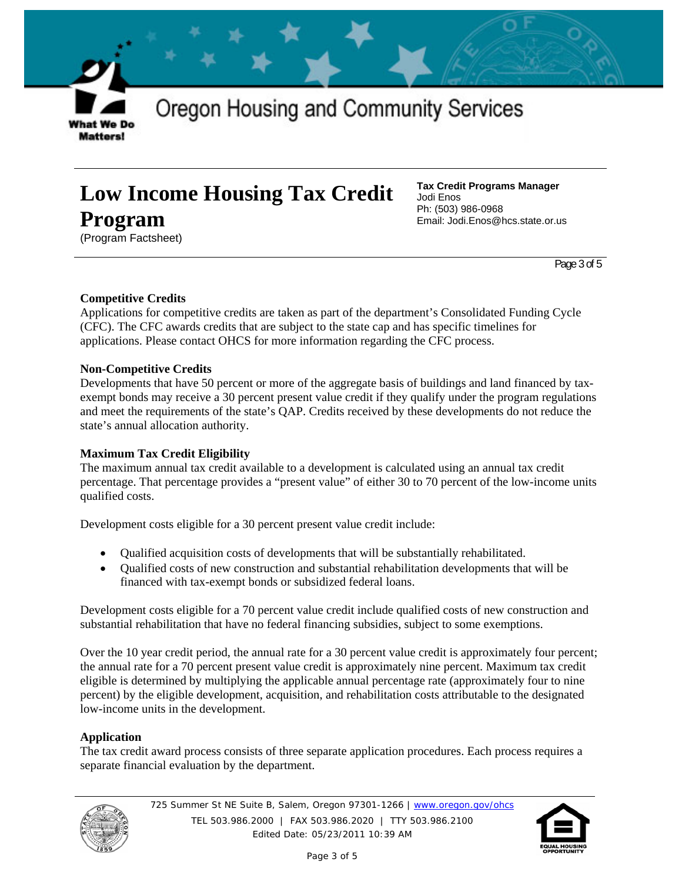### Competitive Credits

Applications for competitive credits are taken as part of the department's Consolidated Funding Cycle (CFC). The CFC awards credits that are subject to the state cap and has specific timelines for applications. Please contact OHCS for more information regarding the CFC process.

### Non-Competitive Credits

Developments that have 50 percent or more of the aggregate basis of buildings and land financed by tax-exempt bonds may receive a 30 percent present value credit if they qualify under the program regulations and meet the requirements of the state's QAP. Credits received by these developments do not reduce the state's annual allocation authority.

### Maximum Tax Credit Eligibility

The maximum annual tax credit available to a development is calculated using an annual tax credit percentage. That percentage provides a "present value" of either 30 to 70 percent of the low-income units qualified costs.

Development costs eligible for a 30 percent present value credit include:

- Qualified acquisition costs of developments that will be substantially rehabilitated.
- Qualified costs of new construction and substantial rehabilitation developments that will be financed with tax-exempt bonds or subsidized federal loans.

Development costs eligible for a 70 percent value credit include qualified costs of new construction and substantial rehabilitation that have no federal financing subsidies, subject to some exemptions.

Over the 10 year credit period, the annual rate for a 30 percent value credit is approximately four percent; the annual rate for a 70 percent present value credit is approximately nine percent. Maximum tax credit eligible is determined by multiplying the applicable annual percentage rate (approximately four to nine percent) by the eligible development, acquisition, and rehabilitation costs attributable to the designated low-income units in the development.

### Application

The tax credit award process consists of three separate application procedures. Each process requires a separate financial evaluation by the department.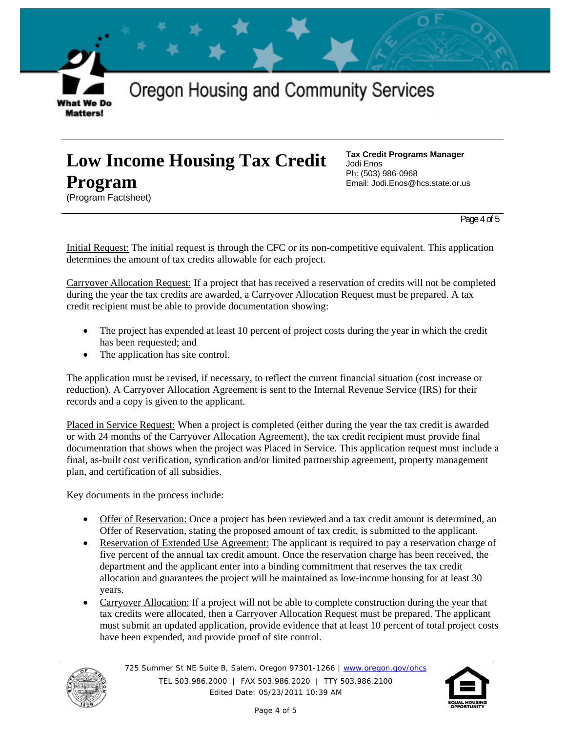Initial Request: The initial request is through the CFC or its non-competitive equivalent. This application determines the amount of tax credits allowable for each project.

Carryover Allocation Request: If a project that has received a reservation of credits will not be completed during the year the tax credits are awarded, a Carryover Allocation Request must be prepared. A tax credit recipient must be able to provide documentation showing:

- The project has expended at least 10 percent of project costs during the year in which the credit has been requested; and
- The application has site control.

The application must be revised, if necessary, to reflect the current financial situation (cost increase or reduction). A Carryover Allocation Agreement is sent to the Internal Revenue Service (IRS) for their records and a copy is given to the applicant.

Placed in Service Request: When a project is completed (either during the year the tax credit is awarded or with 24 months of the Carryover Allocation Agreement), the tax credit recipient must provide final documentation that shows when the project was Placed in Service. This application request must include a final, as-built cost verification, syndication and/or limited partnership agreement, property management plan, and certification of all subsidies.

Key documents in the process include:

- Offer of Reservation: Once a project has been reviewed and a tax credit amount is determined, an Offer of Reservation, stating the proposed amount of tax credit, is submitted to the applicant.
- Reservation of Extended Use Agreement: The applicant is required to pay a reservation charge of five percent of the annual tax credit amount. Once the reservation charge has been received, the department and the applicant enter into a binding commitment that reserves the tax credit allocation and guarantees the project will be maintained as low-income housing for at least 30 years.
- Carryover Allocation: If a project will not be able to complete construction during the year that tax credits were allocated, then a Carryover Allocation Request must be prepared. The applicant must submit an updated application, provide evidence that at least 10 percent of total project costs have been expended, and provide proof of site control.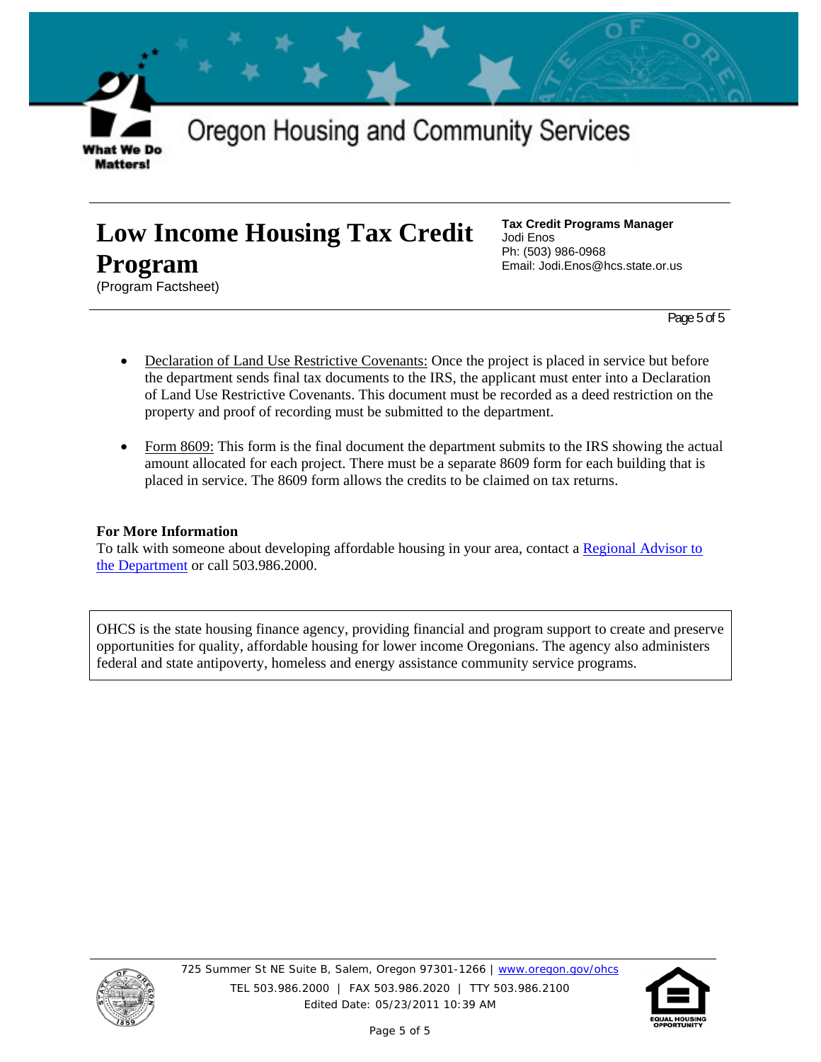- Declaration of Land Use Restrictive Covenants: Once the project is placed in service but before the department sends final tax documents to the IRS, the applicant must enter into a Declaration of Land Use Restrictive Covenants. This document must be recorded as a deed restriction on the property and proof of recording must be submitted to the department.

- Form 8609: This form is the final document the department submits to the IRS showing the actual amount allocated for each project. There must be a separate 8609 form for each building that is placed in service. The 8609 form allows the credits to be claimed on tax returns.

**For More Information**

To talk with someone about developing affordable housing in your area, contact a Regional Advisor to the Department or call 503.986.2000.

OHCS is the state housing finance agency, providing financial and program support to create and preserve opportunities for quality, affordable housing for lower income Oregonians. The agency also administers federal and state antipoverty, homeless and energy assistance community service programs.